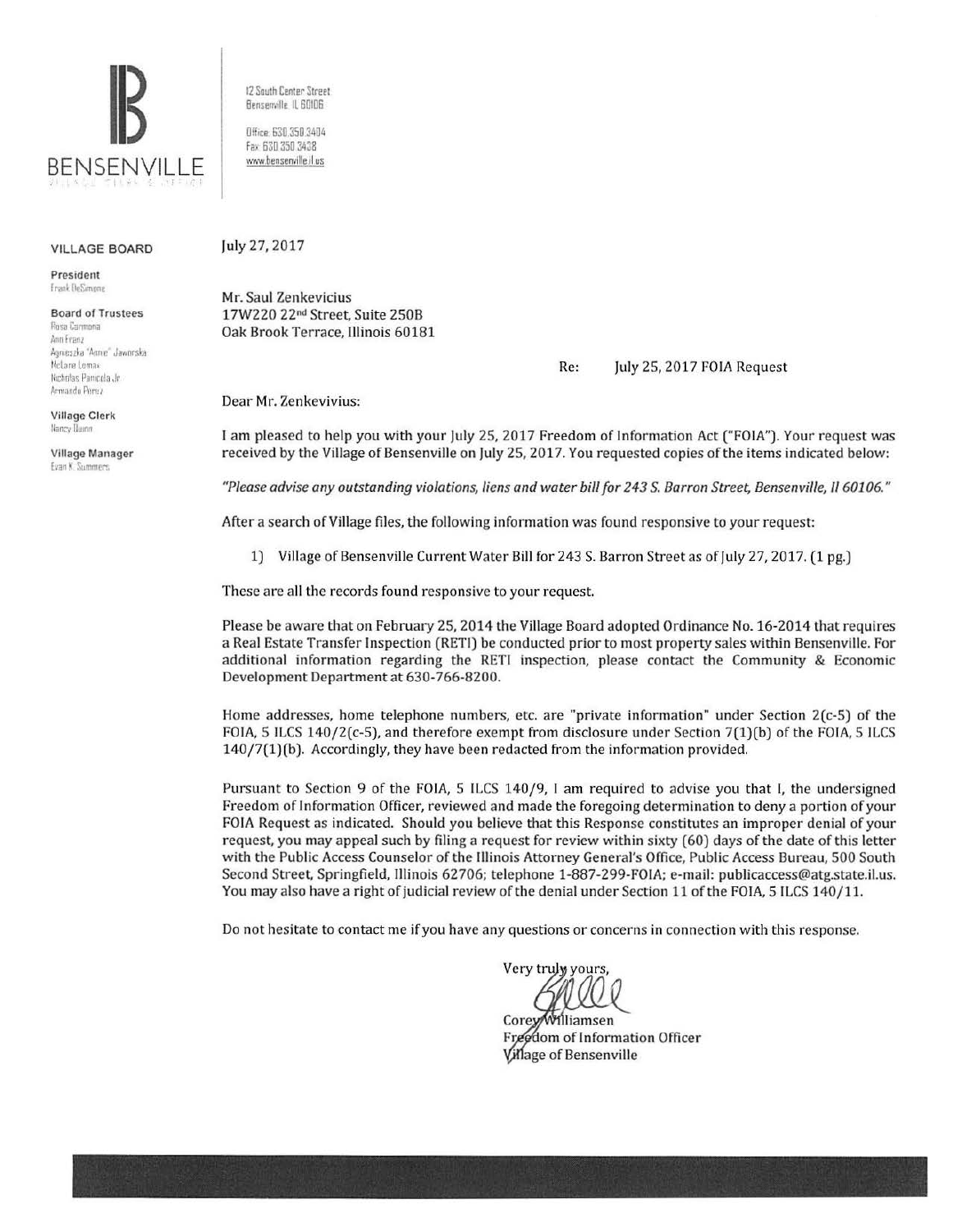# BENSENVILLE

VILLAGE CLERK'S OFFICE

12 South Center Street
Bensenville, IL 60106

Office: 630.350.3404
Fax: 630.350.3438
www.bensenville.il.us

**VILLAGE BOARD**

**President**
Frank DeSimone

**Board of Trustees**
Rosa Carmona
Ann Franz
Agnieszka "Annie" Jaworska
McLane Lomax
Nicholas Panicola Jr.
Armando Perez

**Village Clerk**
Nancy Dunn

**Village Manager**
Evan K. Summers

July 27, 2017

Mr. Saul Zenkevicius
17W220 22nd Street, Suite 250B
Oak Brook Terrace, Illinois 60181

Re: July 25, 2017 FOIA Request

Dear Mr. Zenkevivius:

I am pleased to help you with your July 25, 2017 Freedom of Information Act ("FOIA"). Your request was received by the Village of Bensenville on July 25, 2017. You requested copies of the items indicated below:

*"Please advise any outstanding violations, liens and water bill for 243 S. Barron Street, Bensenville, Il 60106."*

After a search of Village files, the following information was found responsive to your request:

1) Village of Bensenville Current Water Bill for 243 S. Barron Street as of July 27, 2017. (1 pg.)

These are all the records found responsive to your request.

Please be aware that on February 25, 2014 the Village Board adopted Ordinance No. 16-2014 that requires a Real Estate Transfer Inspection (RETI) be conducted prior to most property sales within Bensenville. For additional information regarding the RETI inspection, please contact the Community & Economic Development Department at 630-766-8200.

Home addresses, home telephone numbers, etc. are "private information" under Section 2(c-5) of the FOIA, 5 ILCS 140/2(c-5), and therefore exempt from disclosure under Section 7(1)(b) of the FOIA, 5 ILCS 140/7(1)(b). Accordingly, they have been redacted from the information provided.

Pursuant to Section 9 of the FOIA, 5 ILCS 140/9, I am required to advise you that I, the undersigned Freedom of Information Officer, reviewed and made the foregoing determination to deny a portion of your FOIA Request as indicated. Should you believe that this Response constitutes an improper denial of your request, you may appeal such by filing a request for review within sixty (60) days of the date of this letter with the Public Access Counselor of the Illinois Attorney General's Office, Public Access Bureau, 500 South Second Street, Springfield, Illinois 62706; telephone 1-887-299-FOIA; e-mail: publicaccess@atg.state.il.us. You may also have a right of judicial review of the denial under Section 11 of the FOIA, 5 ILCS 140/11.

Do not hesitate to contact me if you have any questions or concerns in connection with this response.

Very truly yours,

Corey Williamsen
Freedom of Information Officer
Village of Bensenville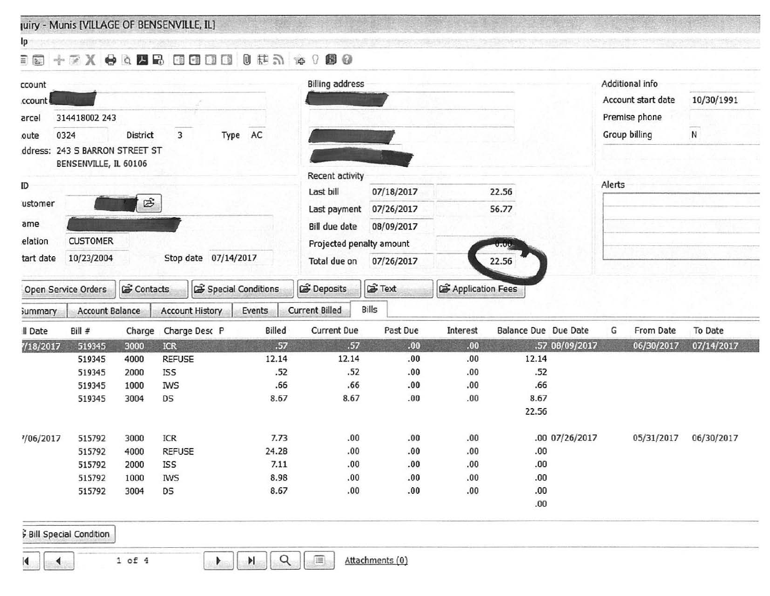quiry - Munis [VILLAGE OF BENSENVILLE, IL]

lp

ccount

ccount

arcel 314418002 243

oute 0324 District 3 Type AC

ddress: 243 S BARRON STREET ST
BENSENVILLE, IL 60106

Billing address

Additional info

| | |
|---|---|
| Account start date | 10/30/1991 |
| Premise phone | |
| Group billing | N |

ID

ustomer

ame

elation CUSTOMER

tart date 10/23/2004 Stop date 07/14/2017

Recent activity

| | | |
|---|---|---|
| Last bill | 07/18/2017 | 22.56 |
| Last payment | 07/26/2017 | 56.77 |
| Bill due date | 08/09/2017 | |
| Projected penalty amount | | 0.00 |
| Total due on | 07/26/2017 | 22.56 |

Alerts

Open Service Orders | Contacts | Special Conditions | Deposits | Text | Application Fees

Summary | Account Balance | Account History | Events | Current Billed | Bills

| ll Date | Bill # | Charge | Charge Desc | P | Billed | Current Due | Past Due | Interest | Balance Due | Due Date | G | From Date | To Date |
|---|---|---|---|---|---|---|---|---|---|---|---|---|---|
| /18/2017 | 519345 | 3000 | ICR | | .57 | .57 | .00 | .00 | .57 | 08/09/2017 | | 06/30/2017 | 07/14/2017 |
| | 519345 | 4000 | REFUSE | | 12.14 | 12.14 | .00 | .00 | 12.14 | | | | |
| | 519345 | 2000 | ISS | | .52 | .52 | .00 | .00 | .52 | | | | |
| | 519345 | 1000 | IWS | | .66 | .66 | .00 | .00 | .66 | | | | |
| | 519345 | 3004 | DS | | 8.67 | 8.67 | .00 | .00 | 8.67 | | | | |
| | | | | | | | | | 22.56 | | | | |
| /06/2017 | 515792 | 3000 | ICR | | 7.73 | .00 | .00 | .00 | .00 | 07/26/2017 | | 05/31/2017 | 06/30/2017 |
| | 515792 | 4000 | REFUSE | | 24.28 | .00 | .00 | .00 | .00 | | | | |
| | 515792 | 2000 | ISS | | 7.11 | .00 | .00 | .00 | .00 | | | | |
| | 515792 | 1000 | IWS | | 8.98 | .00 | .00 | .00 | .00 | | | | |
| | 515792 | 3004 | DS | | 8.67 | .00 | .00 | .00 | .00 | | | | |
| | | | | | | | | | .00 | | | | |

Bill Special Condition

1 of 4

Attachments (0)